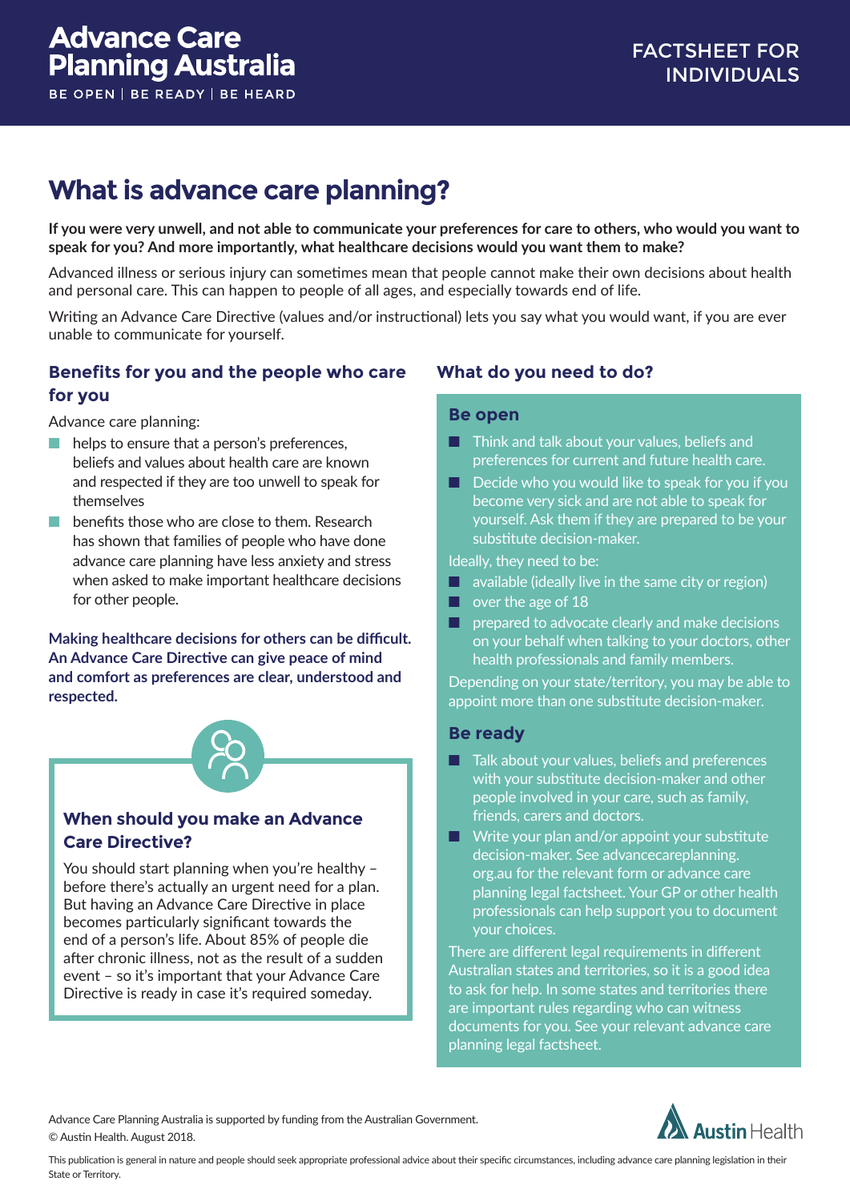Advance Care Planning Australia

BE OPEN | BE READY | BE HEARD

FACTSHEET FOR INDIVIDUALS

# What is advance care planning?

**If you were very unwell, and not able to communicate your preferences for care to others, who would you want to speak for you? And more importantly, what healthcare decisions would you want them to make?**

Advanced illness or serious injury can sometimes mean that people cannot make their own decisions about health and personal care. This can happen to people of all ages, and especially towards end of life.

Writing an Advance Care Directive (values and/or instructional) lets you say what you would want, if you are ever unable to communicate for yourself.

## Benefits for you and the people who care for you

Advance care planning:

- helps to ensure that a person's preferences, beliefs and values about health care are known and respected if they are too unwell to speak for themselves
- benefits those who are close to them. Research has shown that families of people who have done advance care planning have less anxiety and stress when asked to make important healthcare decisions for other people.

**Making healthcare decisions for others can be difficult. An Advance Care Directive can give peace of mind and comfort as preferences are clear, understood and respected.**

### When should you make an Advance Care Directive?

You should start planning when you're healthy – before there's actually an urgent need for a plan. But having an Advance Care Directive in place becomes particularly significant towards the end of a person's life. About 85% of people die after chronic illness, not as the result of a sudden event – so it's important that your Advance Care Directive is ready in case it's required someday.

## What do you need to do?

### Be open

- Think and talk about your values, beliefs and preferences for current and future health care.
- Decide who you would like to speak for you if you become very sick and are not able to speak for yourself. Ask them if they are prepared to be your substitute decision-maker.

Ideally, they need to be:

- available (ideally live in the same city or region)
- over the age of 18
- prepared to advocate clearly and make decisions on your behalf when talking to your doctors, other health professionals and family members.

Depending on your state/territory, you may be able to appoint more than one substitute decision-maker.

### Be ready

- Talk about your values, beliefs and preferences with your substitute decision-maker and other people involved in your care, such as family, friends, carers and doctors.
- Write your plan and/or appoint your substitute decision-maker. See advancecareplanning.org.au for the relevant form or advance care planning legal factsheet. Your GP or other health professionals can help support you to document your choices.

There are different legal requirements in different Australian states and territories, so it is a good idea to ask for help. In some states and territories there are important rules regarding who can witness documents for you. See your relevant advance care planning legal factsheet.

Advance Care Planning Australia is supported by funding from the Australian Government.

© Austin Health. August 2018.

Austin Health

This publication is general in nature and people should seek appropriate professional advice about their specific circumstances, including advance care planning legislation in their State or Territory.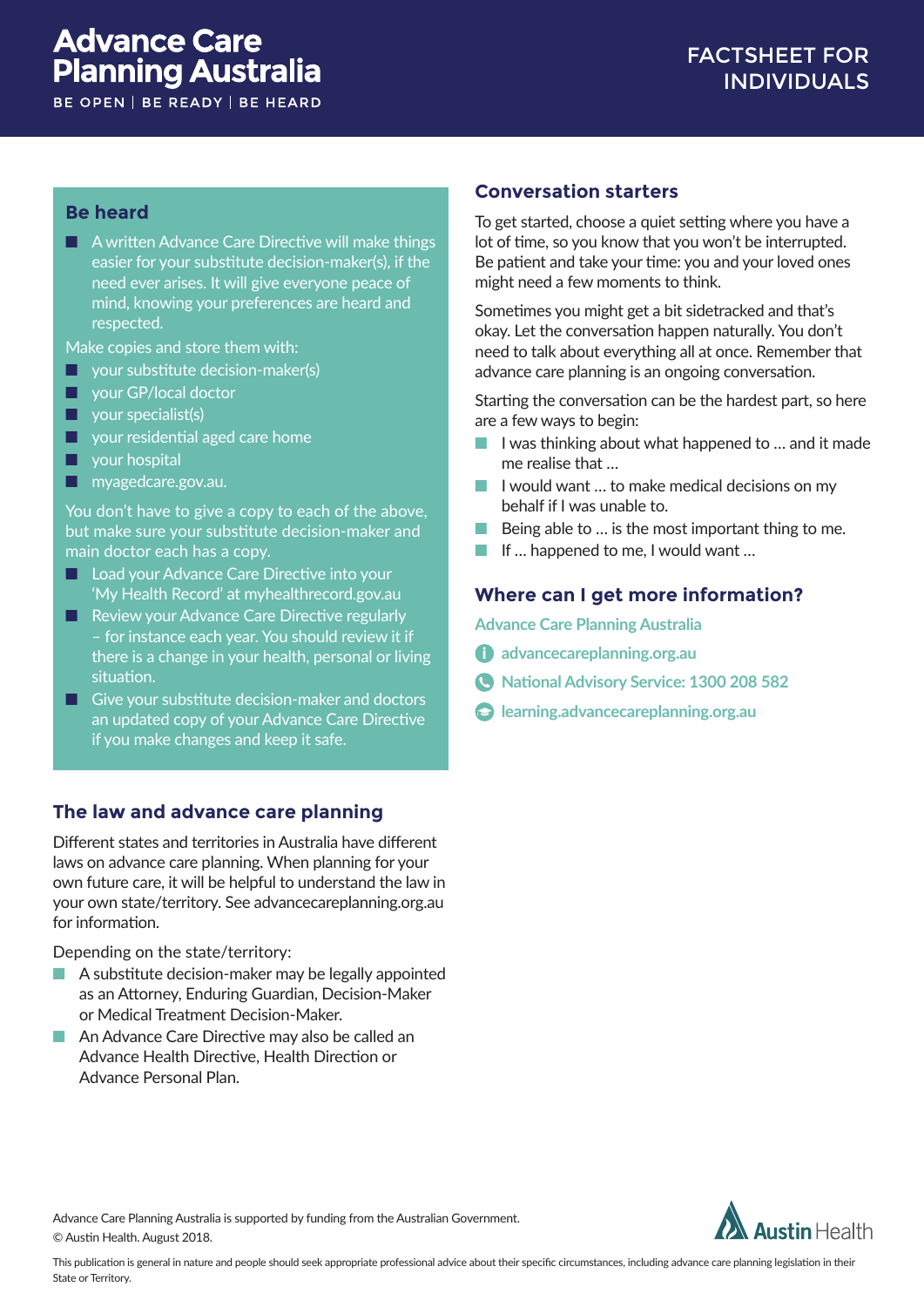Advance Care Planning Australia

BE OPEN | BE READY | BE HEARD

FACTSHEET FOR INDIVIDUALS

## Be heard

- A written Advance Care Directive will make things easier for your substitute decision-maker(s), if the need ever arises. It will give everyone peace of mind, knowing your preferences are heard and respected.

Make copies and store them with:

- your substitute decision-maker(s)
- your GP/local doctor
- your specialist(s)
- your residential aged care home
- your hospital
- myagedcare.gov.au.

You don't have to give a copy to each of the above, but make sure your substitute decision-maker and main doctor each has a copy.

- Load your Advance Care Directive into your 'My Health Record' at myhealthrecord.gov.au
- Review your Advance Care Directive regularly – for instance each year. You should review it if there is a change in your health, personal or living situation.
- Give your substitute decision-maker and doctors an updated copy of your Advance Care Directive if you make changes and keep it safe.

## The law and advance care planning

Different states and territories in Australia have different laws on advance care planning. When planning for your own future care, it will be helpful to understand the law in your own state/territory. See advancecareplanning.org.au for information.

Depending on the state/territory:

- A substitute decision-maker may be legally appointed as an Attorney, Enduring Guardian, Decision-Maker or Medical Treatment Decision-Maker.
- An Advance Care Directive may also be called an Advance Health Directive, Health Direction or Advance Personal Plan.

## Conversation starters

To get started, choose a quiet setting where you have a lot of time, so you know that you won't be interrupted. Be patient and take your time: you and your loved ones might need a few moments to think.

Sometimes you might get a bit sidetracked and that's okay. Let the conversation happen naturally. You don't need to talk about everything all at once. Remember that advance care planning is an ongoing conversation.

Starting the conversation can be the hardest part, so here are a few ways to begin:

- I was thinking about what happened to … and it made me realise that …
- I would want … to make medical decisions on my behalf if I was unable to.
- Being able to … is the most important thing to me.
- If … happened to me, I would want …

## Where can I get more information?

Advance Care Planning Australia

- advancecareplanning.org.au
- National Advisory Service: 1300 208 582
- learning.advancecareplanning.org.au

Advance Care Planning Australia is supported by funding from the Australian Government.

© Austin Health. August 2018.

Austin Health

This publication is general in nature and people should seek appropriate professional advice about their specific circumstances, including advance care planning legislation in their State or Territory.